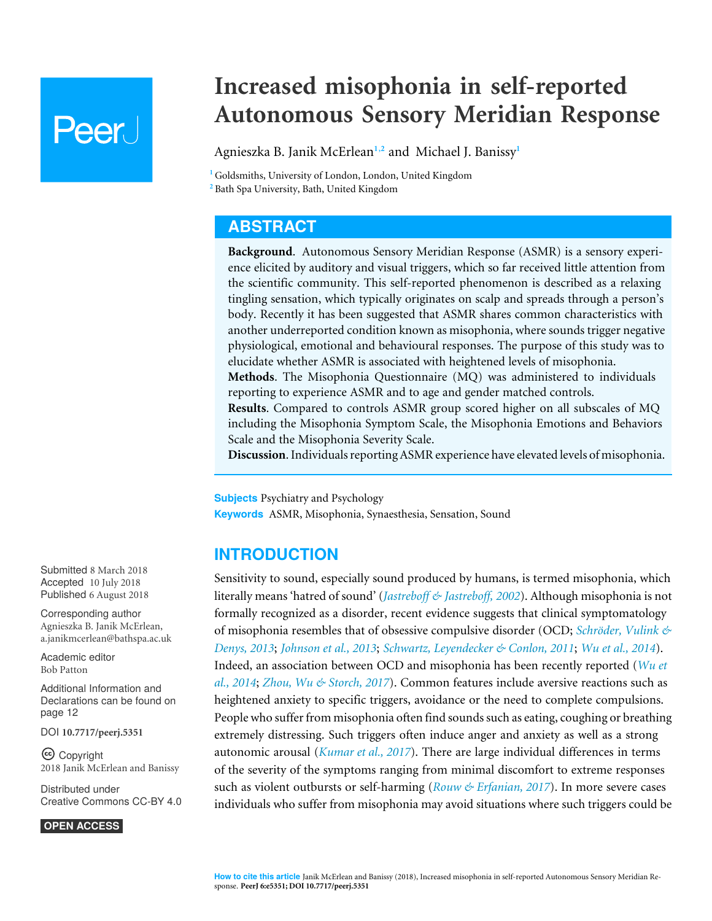# Increased misophonia in self-reported Autonomous Sensory Meridian Response

Agnieszka B. Janik McErlean[1,2] and Michael J. Banissy[1]

[1] Goldsmiths, University of London, London, United Kingdom
[2] Bath Spa University, Bath, United Kingdom

## ABSTRACT

**Background**. Autonomous Sensory Meridian Response (ASMR) is a sensory experience elicited by auditory and visual triggers, which so far received little attention from the scientific community. This self-reported phenomenon is described as a relaxing tingling sensation, which typically originates on scalp and spreads through a person's body. Recently it has been suggested that ASMR shares common characteristics with another underreported condition known as misophonia, where sounds trigger negative physiological, emotional and behavioural responses. The purpose of this study was to elucidate whether ASMR is associated with heightened levels of misophonia.

**Methods**. The Misophonia Questionnaire (MQ) was administered to individuals reporting to experience ASMR and to age and gender matched controls.

**Results**. Compared to controls ASMR group scored higher on all subscales of MQ including the Misophonia Symptom Scale, the Misophonia Emotions and Behaviors Scale and the Misophonia Severity Scale.

**Discussion**. Individuals reporting ASMR experience have elevated levels of misophonia.

**Subjects** Psychiatry and Psychology
**Keywords** ASMR, Misophonia, Synaesthesia, Sensation, Sound

Submitted 8 March 2018
Accepted 10 July 2018
Published 6 August 2018

Corresponding author
Agnieszka B. Janik McErlean, a.janikmcerlean@bathspa.ac.uk

Academic editor
Bob Patton

Additional Information and Declarations can be found on page 12

DOI 10.7717/peerj.5351

Copyright
2018 Janik McErlean and Banissy

Distributed under
Creative Commons CC-BY 4.0

OPEN ACCESS

## INTRODUCTION

Sensitivity to sound, especially sound produced by humans, is termed misophonia, which literally means 'hatred of sound' (*Jastreboff & Jastreboff, 2002*). Although misophonia is not formally recognized as a disorder, recent evidence suggests that clinical symptomatology of misophonia resembles that of obsessive compulsive disorder (OCD; *Schröder, Vulink & Denys, 2013*; *Johnson et al., 2013*; *Schwartz, Leyendecker & Conlon, 2011*; *Wu et al., 2014*). Indeed, an association between OCD and misophonia has been recently reported (*Wu et al., 2014*; *Zhou, Wu & Storch, 2017*). Common features include aversive reactions such as heightened anxiety to specific triggers, avoidance or the need to complete compulsions. People who suffer from misophonia often find sounds such as eating, coughing or breathing extremely distressing. Such triggers often induce anger and anxiety as well as a strong autonomic arousal (*Kumar et al., 2017*). There are large individual differences in terms of the severity of the symptoms ranging from minimal discomfort to extreme responses such as violent outbursts or self-harming (*Rouw & Erfanian, 2017*). In more severe cases individuals who suffer from misophonia may avoid situations where such triggers could be

**How to cite this article** Janik McErlean and Banissy (2018), Increased misophonia in self-reported Autonomous Sensory Meridian Response. **PeerJ 6:e5351; DOI 10.7717/peerj.5351**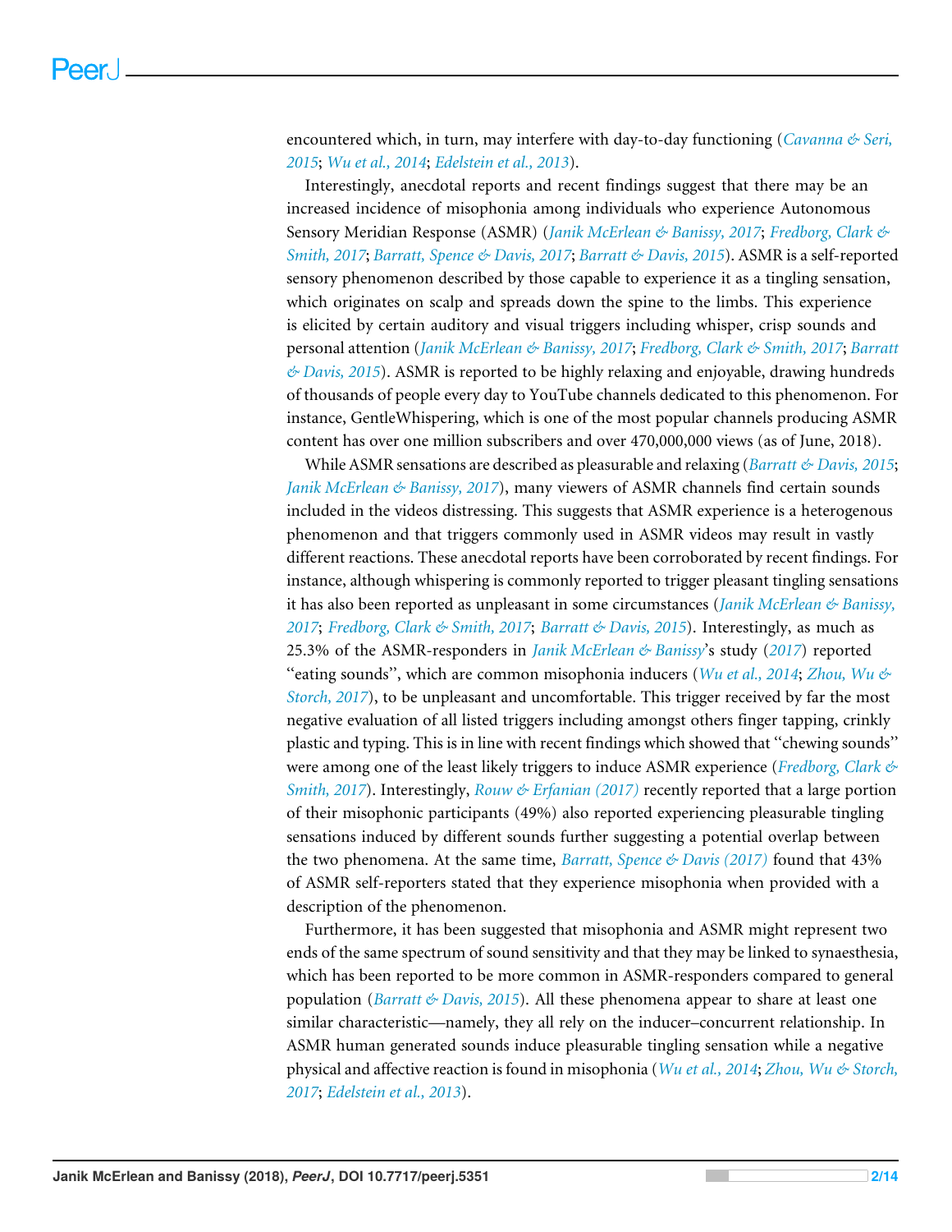encountered which, in turn, may interfere with day-to-day functioning (*Cavanna & Seri, 2015*; *Wu et al., 2014*; *Edelstein et al., 2013*).

Interestingly, anecdotal reports and recent findings suggest that there may be an increased incidence of misophonia among individuals who experience Autonomous Sensory Meridian Response (ASMR) (*Janik McErlean & Banissy, 2017*; *Fredborg, Clark & Smith, 2017*; *Barratt, Spence & Davis, 2017*; *Barratt & Davis, 2015*). ASMR is a self-reported sensory phenomenon described by those capable to experience it as a tingling sensation, which originates on scalp and spreads down the spine to the limbs. This experience is elicited by certain auditory and visual triggers including whisper, crisp sounds and personal attention (*Janik McErlean & Banissy, 2017*; *Fredborg, Clark & Smith, 2017*; *Barratt & Davis, 2015*). ASMR is reported to be highly relaxing and enjoyable, drawing hundreds of thousands of people every day to YouTube channels dedicated to this phenomenon. For instance, GentleWhispering, which is one of the most popular channels producing ASMR content has over one million subscribers and over 470,000,000 views (as of June, 2018).

While ASMR sensations are described as pleasurable and relaxing (*Barratt & Davis, 2015*; *Janik McErlean & Banissy, 2017*), many viewers of ASMR channels find certain sounds included in the videos distressing. This suggests that ASMR experience is a heterogenous phenomenon and that triggers commonly used in ASMR videos may result in vastly different reactions. These anecdotal reports have been corroborated by recent findings. For instance, although whispering is commonly reported to trigger pleasant tingling sensations it has also been reported as unpleasant in some circumstances (*Janik McErlean & Banissy, 2017*; *Fredborg, Clark & Smith, 2017*; *Barratt & Davis, 2015*). Interestingly, as much as 25.3% of the ASMR-responders in *Janik McErlean & Banissy*'s study (*2017*) reported "eating sounds", which are common misophonia inducers (*Wu et al., 2014*; *Zhou, Wu & Storch, 2017*), to be unpleasant and uncomfortable. This trigger received by far the most negative evaluation of all listed triggers including amongst others finger tapping, crinkly plastic and typing. This is in line with recent findings which showed that "chewing sounds" were among one of the least likely triggers to induce ASMR experience (*Fredborg, Clark & Smith, 2017*). Interestingly, *Rouw & Erfanian (2017)* recently reported that a large portion of their misophonic participants (49%) also reported experiencing pleasurable tingling sensations induced by different sounds further suggesting a potential overlap between the two phenomena. At the same time, *Barratt, Spence & Davis (2017)* found that 43% of ASMR self-reporters stated that they experience misophonia when provided with a description of the phenomenon.

Furthermore, it has been suggested that misophonia and ASMR might represent two ends of the same spectrum of sound sensitivity and that they may be linked to synaesthesia, which has been reported to be more common in ASMR-responders compared to general population (*Barratt & Davis, 2015*). All these phenomena appear to share at least one similar characteristic—namely, they all rely on the inducer–concurrent relationship. In ASMR human generated sounds induce pleasurable tingling sensation while a negative physical and affective reaction is found in misophonia (*Wu et al., 2014*; *Zhou, Wu & Storch, 2017*; *Edelstein et al., 2013*).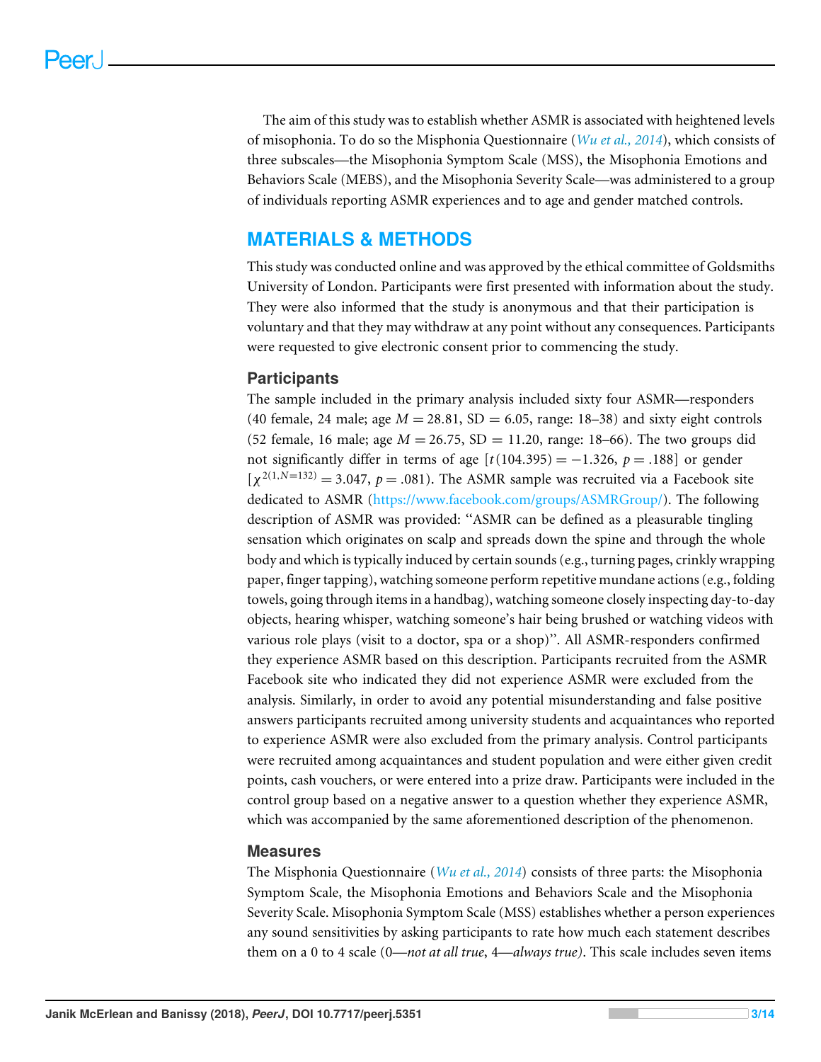The aim of this study was to establish whether ASMR is associated with heightened levels of misophonia. To do so the Misphonia Questionnaire (*Wu et al., 2014*), which consists of three subscales—the Misophonia Symptom Scale (MSS), the Misophonia Emotions and Behaviors Scale (MEBS), and the Misophonia Severity Scale—was administered to a group of individuals reporting ASMR experiences and to age and gender matched controls.

## MATERIALS & METHODS

This study was conducted online and was approved by the ethical committee of Goldsmiths University of London. Participants were first presented with information about the study. They were also informed that the study is anonymous and that their participation is voluntary and that they may withdraw at any point without any consequences. Participants were requested to give electronic consent prior to commencing the study.

### Participants

The sample included in the primary analysis included sixty four ASMR—responders (40 female, 24 male; age $M = 28.81$, SD = 6.05, range: 18–38) and sixty eight controls (52 female, 16 male; age $M = 26.75$, SD = 11.20, range: 18–66). The two groups did not significantly differ in terms of age [$t(104.395) = -1.326$, $p = .188$] or gender [$\chi^{2(1,N=132)} = 3.047$, $p = .081$). The ASMR sample was recruited via a Facebook site dedicated to ASMR (https://www.facebook.com/groups/ASMRGroup/). The following description of ASMR was provided: "ASMR can be defined as a pleasurable tingling sensation which originates on scalp and spreads down the spine and through the whole body and which is typically induced by certain sounds (e.g., turning pages, crinkly wrapping paper, finger tapping), watching someone perform repetitive mundane actions (e.g., folding towels, going through items in a handbag), watching someone closely inspecting day-to-day objects, hearing whisper, watching someone's hair being brushed or watching videos with various role plays (visit to a doctor, spa or a shop)". All ASMR-responders confirmed they experience ASMR based on this description. Participants recruited from the ASMR Facebook site who indicated they did not experience ASMR were excluded from the analysis. Similarly, in order to avoid any potential misunderstanding and false positive answers participants recruited among university students and acquaintances who reported to experience ASMR were also excluded from the primary analysis. Control participants were recruited among acquaintances and student population and were either given credit points, cash vouchers, or were entered into a prize draw. Participants were included in the control group based on a negative answer to a question whether they experience ASMR, which was accompanied by the same aforementioned description of the phenomenon.

### Measures

The Misphonia Questionnaire (*Wu et al., 2014*) consists of three parts: the Misophonia Symptom Scale, the Misophonia Emotions and Behaviors Scale and the Misophonia Severity Scale. Misophonia Symptom Scale (MSS) establishes whether a person experiences any sound sensitivities by asking participants to rate how much each statement describes them on a 0 to 4 scale (0—*not at all true*, 4—*always true)*. This scale includes seven items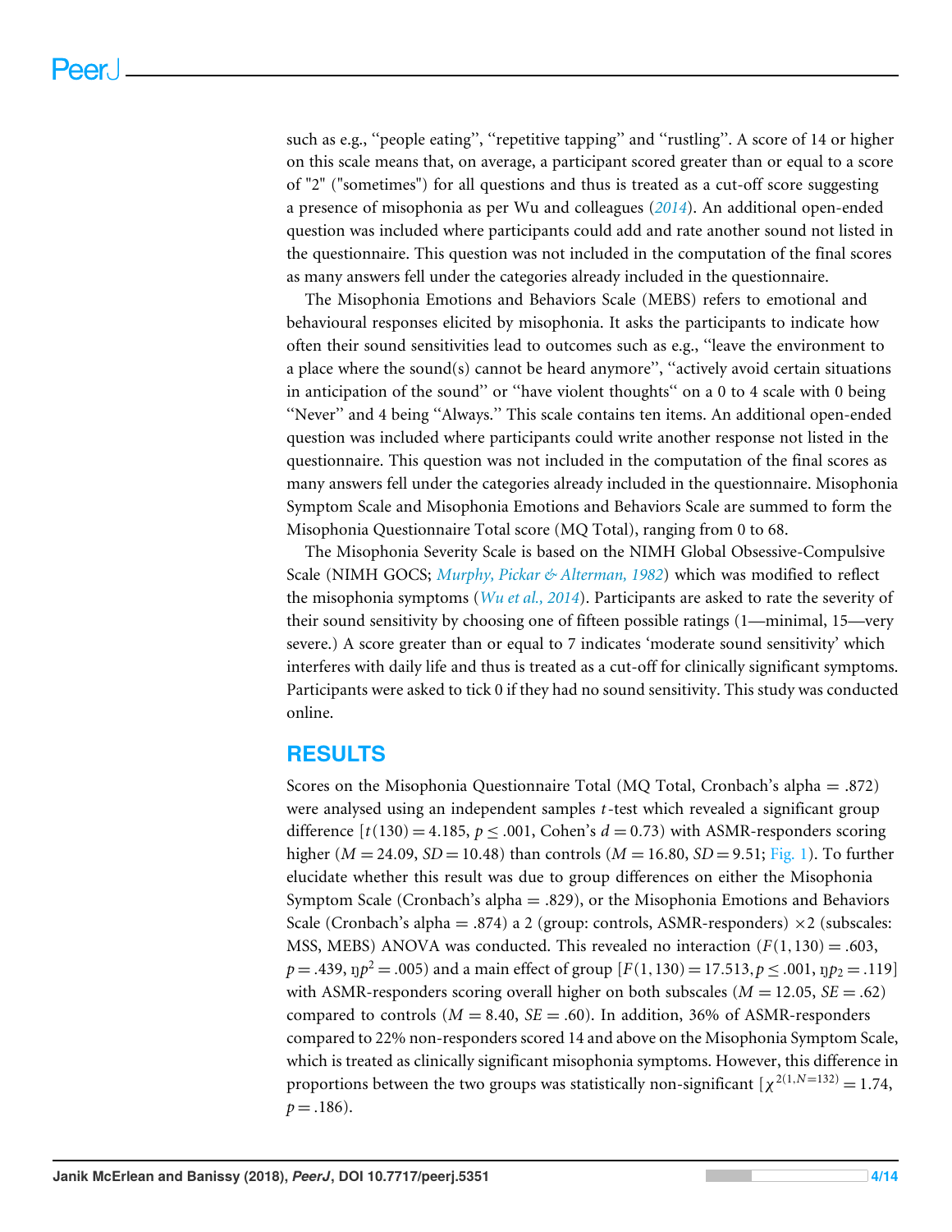such as e.g., ''people eating'', ''repetitive tapping'' and ''rustling''. A score of 14 or higher on this scale means that, on average, a participant scored greater than or equal to a score of "2" ("sometimes") for all questions and thus is treated as a cut-off score suggesting a presence of misophonia as per Wu and colleagues (*2014*). An additional open-ended question was included where participants could add and rate another sound not listed in the questionnaire. This question was not included in the computation of the final scores as many answers fell under the categories already included in the questionnaire.

The Misophonia Emotions and Behaviors Scale (MEBS) refers to emotional and behavioural responses elicited by misophonia. It asks the participants to indicate how often their sound sensitivities lead to outcomes such as e.g., ''leave the environment to a place where the sound(s) cannot be heard anymore'', ''actively avoid certain situations in anticipation of the sound'' or ''have violent thoughts'' on a 0 to 4 scale with 0 being ''Never'' and 4 being ''Always.'' This scale contains ten items. An additional open-ended question was included where participants could write another response not listed in the questionnaire. This question was not included in the computation of the final scores as many answers fell under the categories already included in the questionnaire. Misophonia Symptom Scale and Misophonia Emotions and Behaviors Scale are summed to form the Misophonia Questionnaire Total score (MQ Total), ranging from 0 to 68.

The Misophonia Severity Scale is based on the NIMH Global Obsessive-Compulsive Scale (NIMH GOCS; *Murphy, Pickar & Alterman, 1982*) which was modified to reflect the misophonia symptoms (*Wu et al., 2014*). Participants are asked to rate the severity of their sound sensitivity by choosing one of fifteen possible ratings (1—minimal, 15—very severe.) A score greater than or equal to 7 indicates 'moderate sound sensitivity' which interferes with daily life and thus is treated as a cut-off for clinically significant symptoms. Participants were asked to tick 0 if they had no sound sensitivity. This study was conducted online.

## RESULTS

Scores on the Misophonia Questionnaire Total (MQ Total, Cronbach's alpha = .872) were analysed using an independent samples $t$-test which revealed a significant group difference [$t(130) = 4.185$, $p \leq .001$, Cohen's $d = 0.73$) with ASMR-responders scoring higher ($M = 24.09$, $SD = 10.48$) than controls ($M = 16.80$, $SD = 9.51$; Fig. 1). To further elucidate whether this result was due to group differences on either the Misophonia Symptom Scale (Cronbach's alpha = .829), or the Misophonia Emotions and Behaviors Scale (Cronbach's alpha = .874) a 2 (group: controls, ASMR-responders) ×2 (subscales: MSS, MEBS) ANOVA was conducted. This revealed no interaction ($F(1,130) = .603$, $p = .439$, $\eta p^2 = .005$) and a main effect of group [$F(1,130) = 17.513, p \leq .001, \eta p_2 = .119$] with ASMR-responders scoring overall higher on both subscales ($M = 12.05$, $SE = .62$) compared to controls ($M = 8.40$, $SE = .60$). In addition, 36% of ASMR-responders compared to 22% non-responders scored 14 and above on the Misophonia Symptom Scale, which is treated as clinically significant misophonia symptoms. However, this difference in proportions between the two groups was statistically non-significant [$\chi^{2(1,N=132)} = 1.74$, $p = .186$).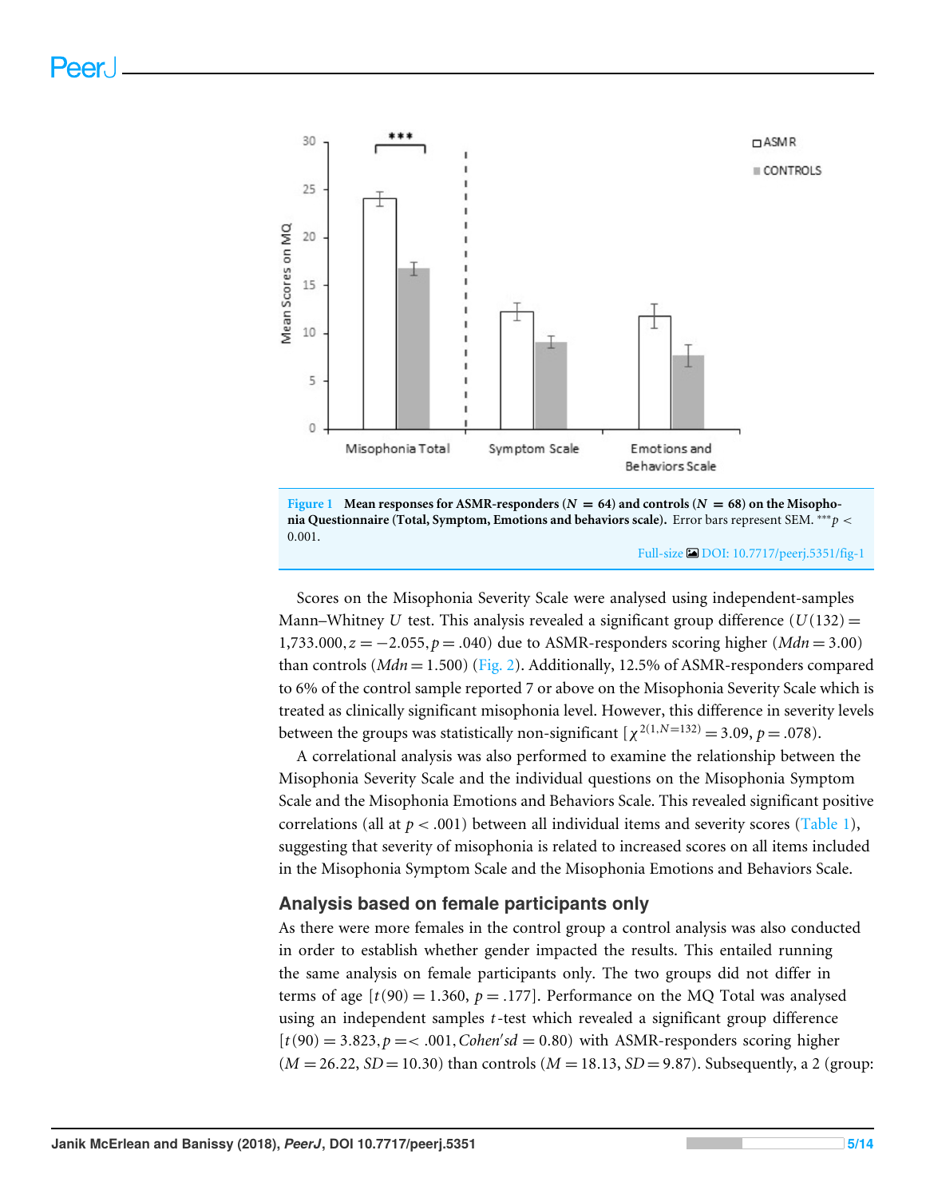**Figure 1** **Mean responses for ASMR-responders ($N = 64$) and controls ($N = 68$) on the Misophonia Questionnaire (Total, Symptom, Emotions and behaviors scale).** Error bars represent SEM. ***$p <$ 0.001.

Full-size DOI: 10.7717/peerj.5351/fig-1

Scores on the Misophonia Severity Scale were analysed using independent-samples Mann–Whitney $U$ test. This analysis revealed a significant group difference ($U(132) =$ 1,733.000, $z = -2.055, p = .040$) due to ASMR-responders scoring higher ($Mdn = 3.00$) than controls ($Mdn = 1.500$) (Fig. 2). Additionally, 12.5% of ASMR-responders compared to 6% of the control sample reported 7 or above on the Misophonia Severity Scale which is treated as clinically significant misophonia level. However, this difference in severity levels between the groups was statistically non-significant [$\chi^{2(1,N=132)} = 3.09$, $p = .078$).

A correlational analysis was also performed to examine the relationship between the Misophonia Severity Scale and the individual questions on the Misophonia Symptom Scale and the Misophonia Emotions and Behaviors Scale. This revealed significant positive correlations (all at $p < .001$) between all individual items and severity scores (Table 1), suggesting that severity of misophonia is related to increased scores on all items included in the Misophonia Symptom Scale and the Misophonia Emotions and Behaviors Scale.

## Analysis based on female participants only

As there were more females in the control group a control analysis was also conducted in order to establish whether gender impacted the results. This entailed running the same analysis on female participants only. The two groups did not differ in terms of age [$t(90) = 1.360$, $p = .177$]. Performance on the MQ Total was analysed using an independent samples $t$-test which revealed a significant group difference [$t(90) = 3.823, p =< .001, Cohen'sd = 0.80$) with ASMR-responders scoring higher ($M = 26.22$, $SD = 10.30$) than controls ($M = 18.13$, $SD = 9.87$). Subsequently, a 2 (group: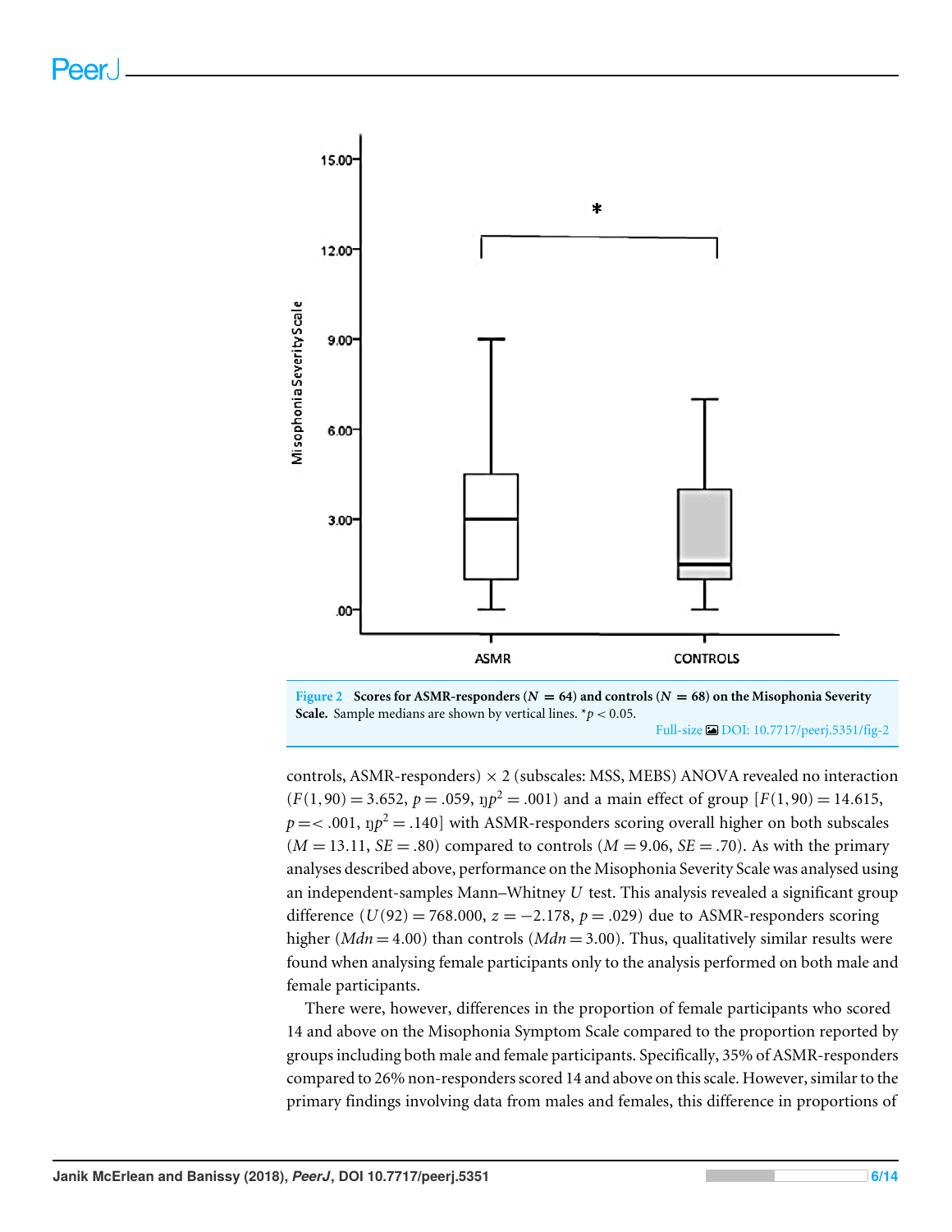**Figure 2 Scores for ASMR-responders ($N = 64$) and controls ($N = 68$) on the Misophonia Severity Scale.** Sample medians are shown by vertical lines. $^*p < 0.05$.

Full-size DOI: 10.7717/peerj.5351/fig-2

controls, ASMR-responders) × 2 (subscales: MSS, MEBS) ANOVA revealed no interaction ($F(1,90) = 3.652$, $p = .059$, $\eta p^2 = .001$) and a main effect of group [$F(1,90) = 14.615$, $p =< .001$, $\eta p^2 = .140$] with ASMR-responders scoring overall higher on both subscales ($M = 13.11$, $SE = .80$) compared to controls ($M = 9.06$, $SE = .70$). As with the primary analyses described above, performance on the Misophonia Severity Scale was analysed using an independent-samples Mann–Whitney $U$ test. This analysis revealed a significant group difference ($U(92) = 768.000$, $z = -2.178$, $p = .029$) due to ASMR-responders scoring higher ($Mdn = 4.00$) than controls ($Mdn = 3.00$). Thus, qualitatively similar results were found when analysing female participants only to the analysis performed on both male and female participants.

There were, however, differences in the proportion of female participants who scored 14 and above on the Misophonia Symptom Scale compared to the proportion reported by groups including both male and female participants. Specifically, 35% of ASMR-responders compared to 26% non-responders scored 14 and above on this scale. However, similar to the primary findings involving data from males and females, this difference in proportions of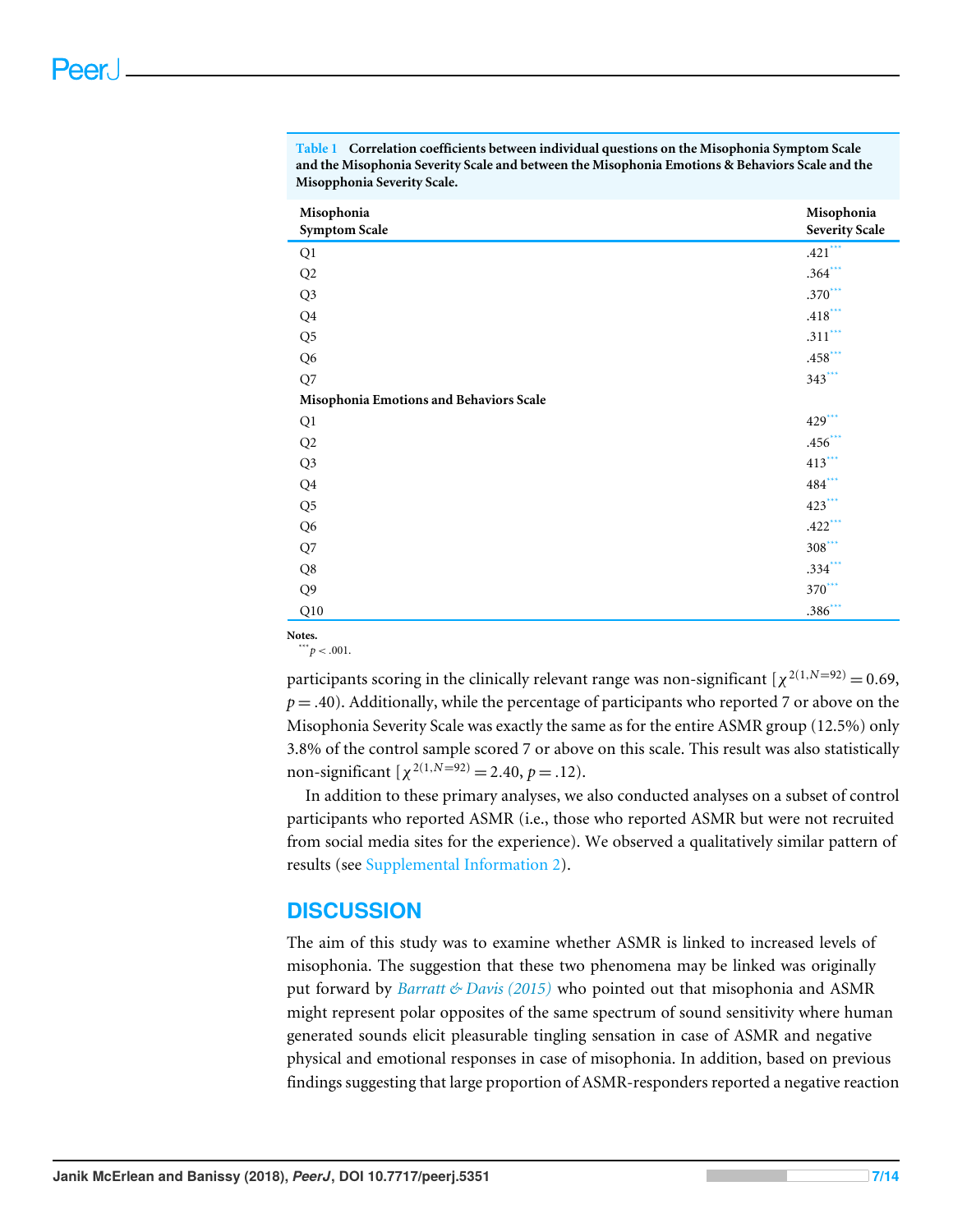**Table 1 Correlation coefficients between individual questions on the Misophonia Symptom Scale and the Misophonia Severity Scale and between the Misophonia Emotions & Behaviors Scale and the Misopphonia Severity Scale.**

| Misophonia Symptom Scale | Misophonia Severity Scale |
|---|---|
| Q1 | .421*** |
| Q2 | .364*** |
| Q3 | .370*** |
| Q4 | .418*** |
| Q5 | .311*** |
| Q6 | .458*** |
| Q7 | 343*** |
| **Misophonia Emotions and Behaviors Scale** | |
| Q1 | 429*** |
| Q2 | .456*** |
| Q3 | 413*** |
| Q4 | 484*** |
| Q5 | 423*** |
| Q6 | .422*** |
| Q7 | 308*** |
| Q8 | .334*** |
| Q9 | 370*** |
| Q10 | .386*** |

**Notes.**
*** $p < .001$.

participants scoring in the clinically relevant range was non-significant [$\chi^{2(1,N=92)} = 0.69$, $p = .40$). Additionally, while the percentage of participants who reported 7 or above on the Misophonia Severity Scale was exactly the same as for the entire ASMR group (12.5%) only 3.8% of the control sample scored 7 or above on this scale. This result was also statistically non-significant [$\chi^{2(1,N=92)} = 2.40$, $p = .12$).

In addition to these primary analyses, we also conducted analyses on a subset of control participants who reported ASMR (i.e., those who reported ASMR but were not recruited from social media sites for the experience). We observed a qualitatively similar pattern of results (see Supplemental Information 2).

## DISCUSSION

The aim of this study was to examine whether ASMR is linked to increased levels of misophonia. The suggestion that these two phenomena may be linked was originally put forward by *Barratt & Davis (2015)* who pointed out that misophonia and ASMR might represent polar opposites of the same spectrum of sound sensitivity where human generated sounds elicit pleasurable tingling sensation in case of ASMR and negative physical and emotional responses in case of misophonia. In addition, based on previous findings suggesting that large proportion of ASMR-responders reported a negative reaction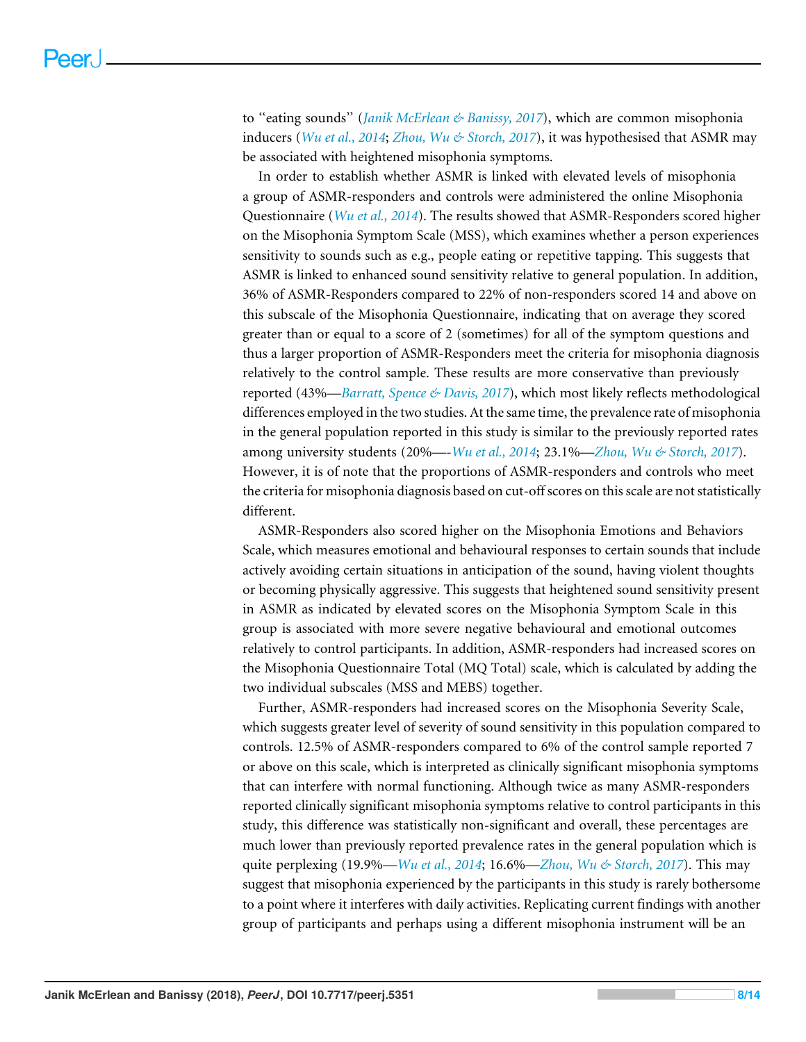to "eating sounds" (*Janik McErlean & Banissy, 2017*), which are common misophonia inducers (*Wu et al., 2014*; *Zhou, Wu & Storch, 2017*), it was hypothesised that ASMR may be associated with heightened misophonia symptoms.

In order to establish whether ASMR is linked with elevated levels of misophonia a group of ASMR-responders and controls were administered the online Misophonia Questionnaire (*Wu et al., 2014*). The results showed that ASMR-Responders scored higher on the Misophonia Symptom Scale (MSS), which examines whether a person experiences sensitivity to sounds such as e.g., people eating or repetitive tapping. This suggests that ASMR is linked to enhanced sound sensitivity relative to general population. In addition, 36% of ASMR-Responders compared to 22% of non-responders scored 14 and above on this subscale of the Misophonia Questionnaire, indicating that on average they scored greater than or equal to a score of 2 (sometimes) for all of the symptom questions and thus a larger proportion of ASMR-Responders meet the criteria for misophonia diagnosis relatively to the control sample. These results are more conservative than previously reported (43%—*Barratt, Spence & Davis, 2017*), which most likely reflects methodological differences employed in the two studies. At the same time, the prevalence rate of misophonia in the general population reported in this study is similar to the previously reported rates among university students (20%—-*Wu et al., 2014*; 23.1%—*Zhou, Wu & Storch, 2017*). However, it is of note that the proportions of ASMR-responders and controls who meet the criteria for misophonia diagnosis based on cut-off scores on this scale are not statistically different.

ASMR-Responders also scored higher on the Misophonia Emotions and Behaviors Scale, which measures emotional and behavioural responses to certain sounds that include actively avoiding certain situations in anticipation of the sound, having violent thoughts or becoming physically aggressive. This suggests that heightened sound sensitivity present in ASMR as indicated by elevated scores on the Misophonia Symptom Scale in this group is associated with more severe negative behavioural and emotional outcomes relatively to control participants. In addition, ASMR-responders had increased scores on the Misophonia Questionnaire Total (MQ Total) scale, which is calculated by adding the two individual subscales (MSS and MEBS) together.

Further, ASMR-responders had increased scores on the Misophonia Severity Scale, which suggests greater level of severity of sound sensitivity in this population compared to controls. 12.5% of ASMR-responders compared to 6% of the control sample reported 7 or above on this scale, which is interpreted as clinically significant misophonia symptoms that can interfere with normal functioning. Although twice as many ASMR-responders reported clinically significant misophonia symptoms relative to control participants in this study, this difference was statistically non-significant and overall, these percentages are much lower than previously reported prevalence rates in the general population which is quite perplexing (19.9%—*Wu et al., 2014*; 16.6%—*Zhou, Wu & Storch, 2017*). This may suggest that misophonia experienced by the participants in this study is rarely bothersome to a point where it interferes with daily activities. Replicating current findings with another group of participants and perhaps using a different misophonia instrument will be an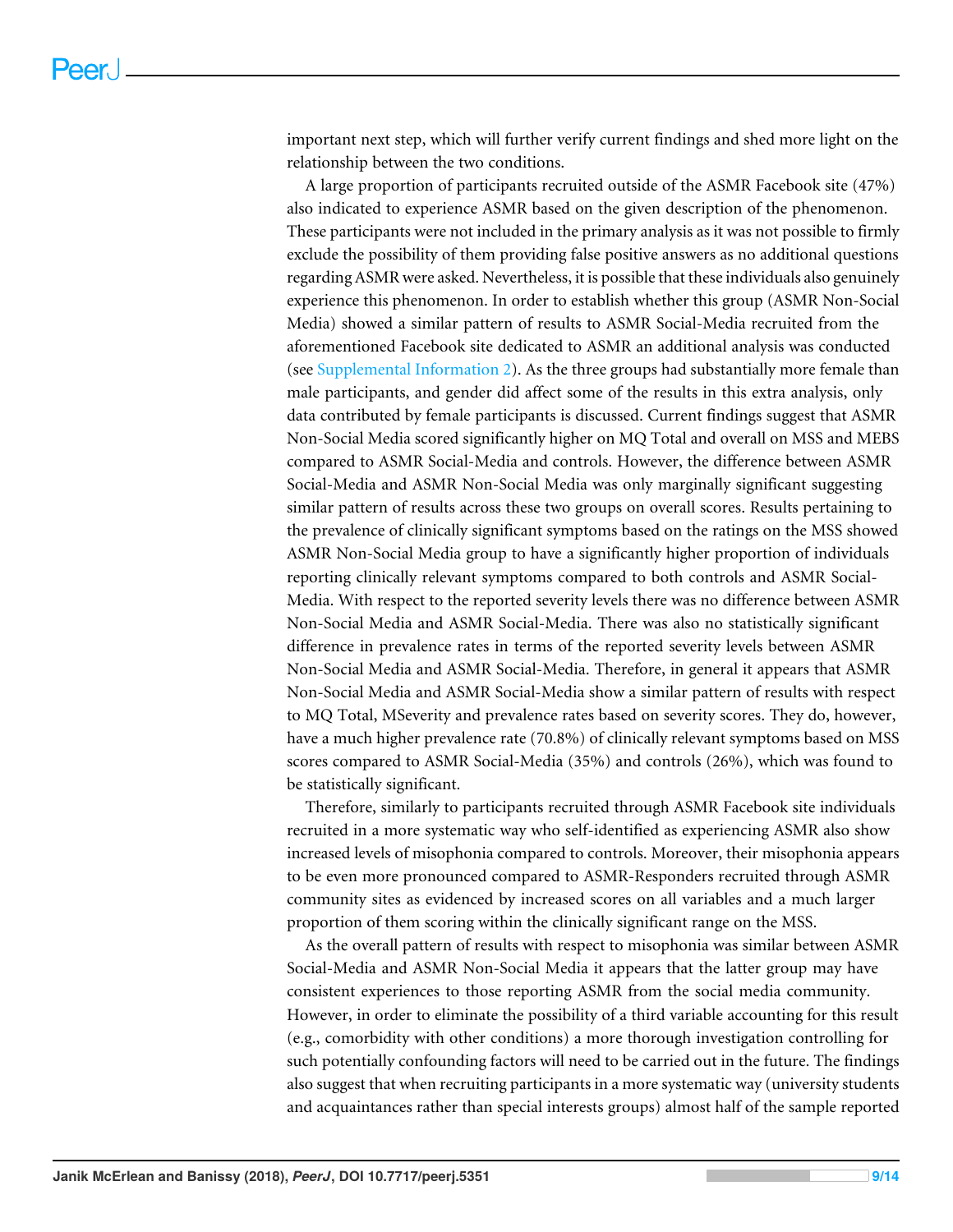important next step, which will further verify current findings and shed more light on the relationship between the two conditions.

A large proportion of participants recruited outside of the ASMR Facebook site (47%) also indicated to experience ASMR based on the given description of the phenomenon. These participants were not included in the primary analysis as it was not possible to firmly exclude the possibility of them providing false positive answers as no additional questions regarding ASMR were asked. Nevertheless, it is possible that these individuals also genuinely experience this phenomenon. In order to establish whether this group (ASMR Non-Social Media) showed a similar pattern of results to ASMR Social-Media recruited from the aforementioned Facebook site dedicated to ASMR an additional analysis was conducted (see Supplemental Information 2). As the three groups had substantially more female than male participants, and gender did affect some of the results in this extra analysis, only data contributed by female participants is discussed. Current findings suggest that ASMR Non-Social Media scored significantly higher on MQ Total and overall on MSS and MEBS compared to ASMR Social-Media and controls. However, the difference between ASMR Social-Media and ASMR Non-Social Media was only marginally significant suggesting similar pattern of results across these two groups on overall scores. Results pertaining to the prevalence of clinically significant symptoms based on the ratings on the MSS showed ASMR Non-Social Media group to have a significantly higher proportion of individuals reporting clinically relevant symptoms compared to both controls and ASMR Social-Media. With respect to the reported severity levels there was no difference between ASMR Non-Social Media and ASMR Social-Media. There was also no statistically significant difference in prevalence rates in terms of the reported severity levels between ASMR Non-Social Media and ASMR Social-Media. Therefore, in general it appears that ASMR Non-Social Media and ASMR Social-Media show a similar pattern of results with respect to MQ Total, MSeverity and prevalence rates based on severity scores. They do, however, have a much higher prevalence rate (70.8%) of clinically relevant symptoms based on MSS scores compared to ASMR Social-Media (35%) and controls (26%), which was found to be statistically significant.

Therefore, similarly to participants recruited through ASMR Facebook site individuals recruited in a more systematic way who self-identified as experiencing ASMR also show increased levels of misophonia compared to controls. Moreover, their misophonia appears to be even more pronounced compared to ASMR-Responders recruited through ASMR community sites as evidenced by increased scores on all variables and a much larger proportion of them scoring within the clinically significant range on the MSS.

As the overall pattern of results with respect to misophonia was similar between ASMR Social-Media and ASMR Non-Social Media it appears that the latter group may have consistent experiences to those reporting ASMR from the social media community. However, in order to eliminate the possibility of a third variable accounting for this result (e.g., comorbidity with other conditions) a more thorough investigation controlling for such potentially confounding factors will need to be carried out in the future. The findings also suggest that when recruiting participants in a more systematic way (university students and acquaintances rather than special interests groups) almost half of the sample reported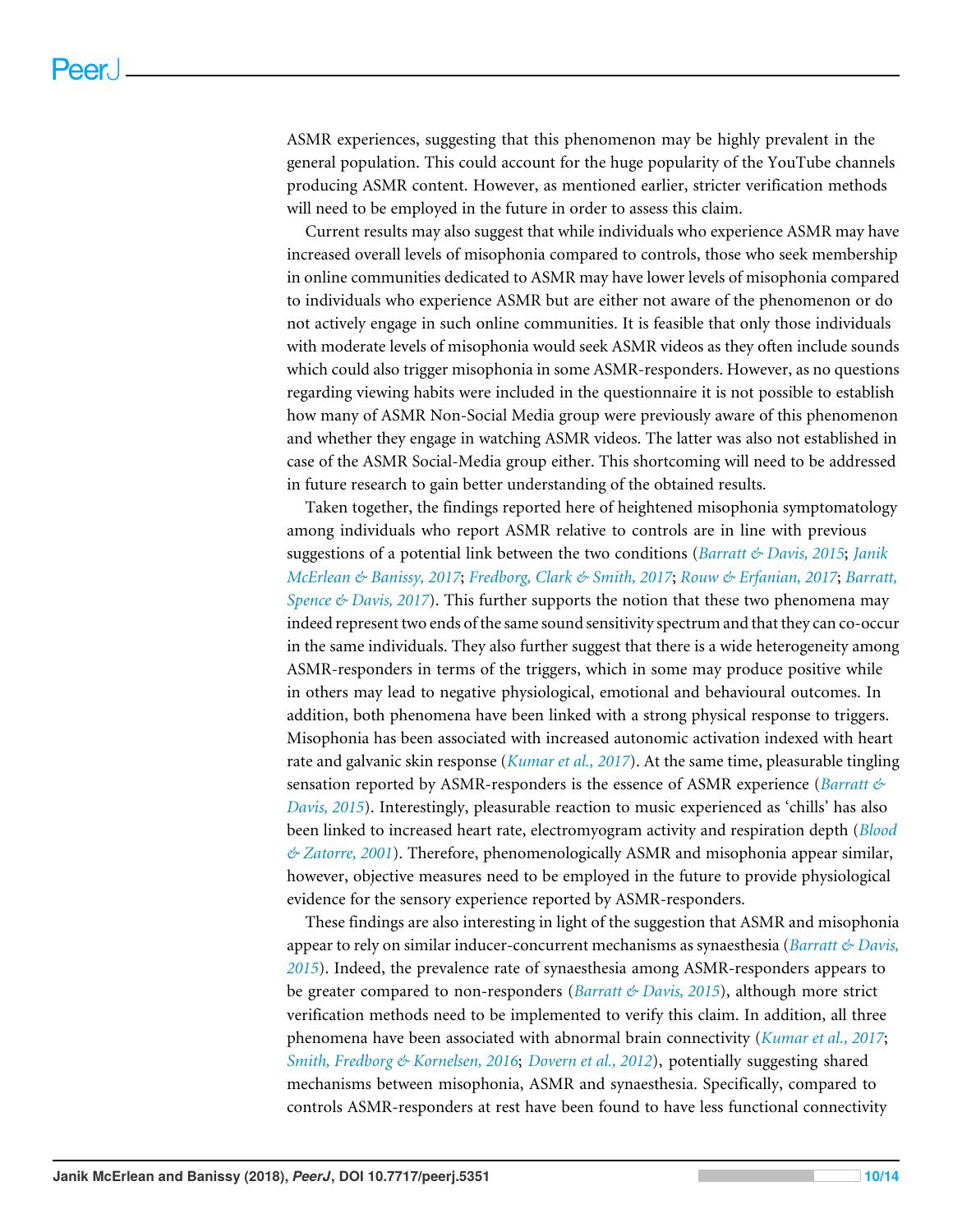ASMR experiences, suggesting that this phenomenon may be highly prevalent in the general population. This could account for the huge popularity of the YouTube channels producing ASMR content. However, as mentioned earlier, stricter verification methods will need to be employed in the future in order to assess this claim.

Current results may also suggest that while individuals who experience ASMR may have increased overall levels of misophonia compared to controls, those who seek membership in online communities dedicated to ASMR may have lower levels of misophonia compared to individuals who experience ASMR but are either not aware of the phenomenon or do not actively engage in such online communities. It is feasible that only those individuals with moderate levels of misophonia would seek ASMR videos as they often include sounds which could also trigger misophonia in some ASMR-responders. However, as no questions regarding viewing habits were included in the questionnaire it is not possible to establish how many of ASMR Non-Social Media group were previously aware of this phenomenon and whether they engage in watching ASMR videos. The latter was also not established in case of the ASMR Social-Media group either. This shortcoming will need to be addressed in future research to gain better understanding of the obtained results.

Taken together, the findings reported here of heightened misophonia symptomatology among individuals who report ASMR relative to controls are in line with previous suggestions of a potential link between the two conditions (*Barratt & Davis, 2015*; *Janik McErlean & Banissy, 2017*; *Fredborg, Clark & Smith, 2017*; *Rouw & Erfanian, 2017*; *Barratt, Spence & Davis, 2017*). This further supports the notion that these two phenomena may indeed represent two ends of the same sound sensitivity spectrum and that they can co-occur in the same individuals. They also further suggest that there is a wide heterogeneity among ASMR-responders in terms of the triggers, which in some may produce positive while in others may lead to negative physiological, emotional and behavioural outcomes. In addition, both phenomena have been linked with a strong physical response to triggers. Misophonia has been associated with increased autonomic activation indexed with heart rate and galvanic skin response (*Kumar et al., 2017*). At the same time, pleasurable tingling sensation reported by ASMR-responders is the essence of ASMR experience (*Barratt & Davis, 2015*). Interestingly, pleasurable reaction to music experienced as 'chills' has also been linked to increased heart rate, electromyogram activity and respiration depth (*Blood & Zatorre, 2001*). Therefore, phenomenologically ASMR and misophonia appear similar, however, objective measures need to be employed in the future to provide physiological evidence for the sensory experience reported by ASMR-responders.

These findings are also interesting in light of the suggestion that ASMR and misophonia appear to rely on similar inducer-concurrent mechanisms as synaesthesia (*Barratt & Davis, 2015*). Indeed, the prevalence rate of synaesthesia among ASMR-responders appears to be greater compared to non-responders (*Barratt & Davis, 2015*), although more strict verification methods need to be implemented to verify this claim. In addition, all three phenomena have been associated with abnormal brain connectivity (*Kumar et al., 2017*; *Smith, Fredborg & Kornelsen, 2016*; *Dovern et al., 2012*), potentially suggesting shared mechanisms between misophonia, ASMR and synaesthesia. Specifically, compared to controls ASMR-responders at rest have been found to have less functional connectivity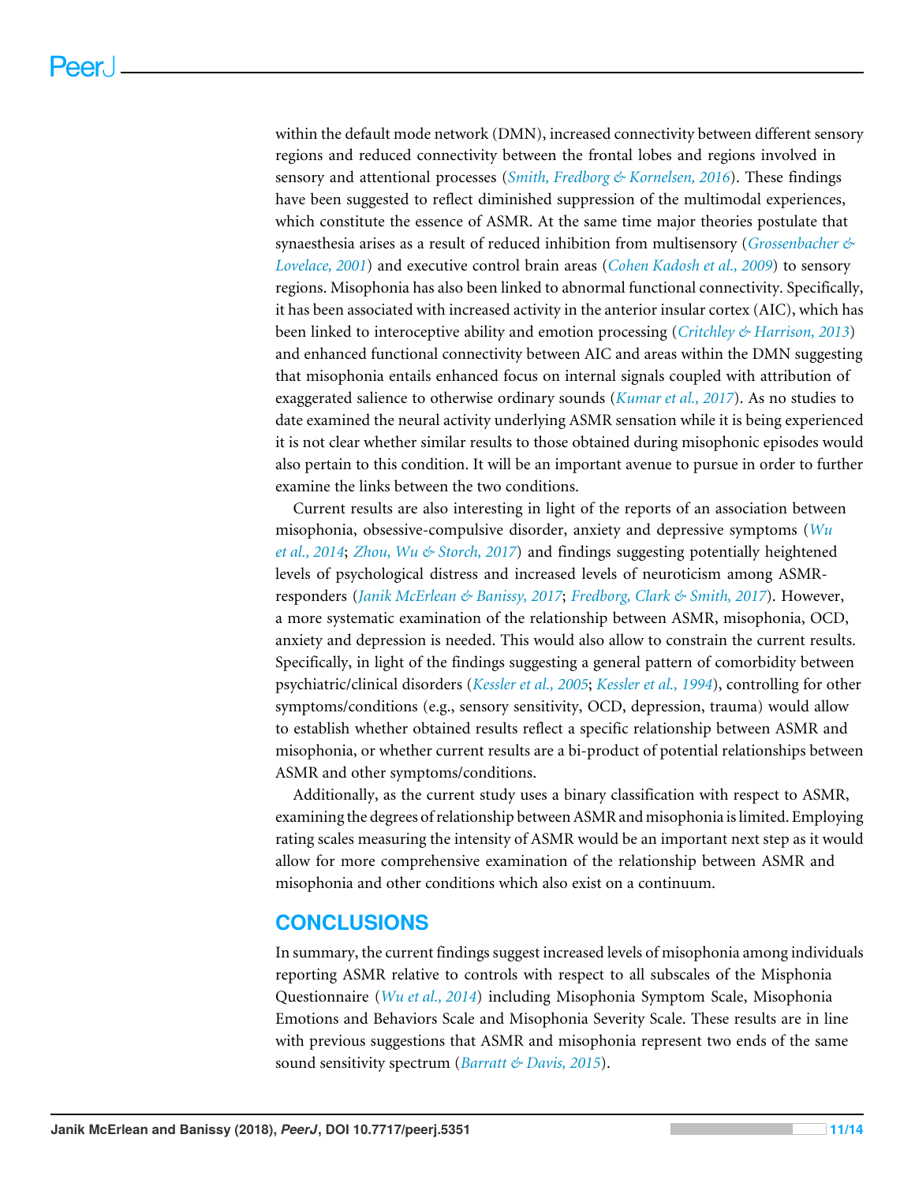within the default mode network (DMN), increased connectivity between different sensory regions and reduced connectivity between the frontal lobes and regions involved in sensory and attentional processes (*Smith, Fredborg & Kornelsen, 2016*). These findings have been suggested to reflect diminished suppression of the multimodal experiences, which constitute the essence of ASMR. At the same time major theories postulate that synaesthesia arises as a result of reduced inhibition from multisensory (*Grossenbacher & Lovelace, 2001*) and executive control brain areas (*Cohen Kadosh et al., 2009*) to sensory regions. Misophonia has also been linked to abnormal functional connectivity. Specifically, it has been associated with increased activity in the anterior insular cortex (AIC), which has been linked to interoceptive ability and emotion processing (*Critchley & Harrison, 2013*) and enhanced functional connectivity between AIC and areas within the DMN suggesting that misophonia entails enhanced focus on internal signals coupled with attribution of exaggerated salience to otherwise ordinary sounds (*Kumar et al., 2017*). As no studies to date examined the neural activity underlying ASMR sensation while it is being experienced it is not clear whether similar results to those obtained during misophonic episodes would also pertain to this condition. It will be an important avenue to pursue in order to further examine the links between the two conditions.

Current results are also interesting in light of the reports of an association between misophonia, obsessive-compulsive disorder, anxiety and depressive symptoms (*Wu et al., 2014*; *Zhou, Wu & Storch, 2017*) and findings suggesting potentially heightened levels of psychological distress and increased levels of neuroticism among ASMR-responders (*Janik McErlean & Banissy, 2017*; *Fredborg, Clark & Smith, 2017*). However, a more systematic examination of the relationship between ASMR, misophonia, OCD, anxiety and depression is needed. This would also allow to constrain the current results. Specifically, in light of the findings suggesting a general pattern of comorbidity between psychiatric/clinical disorders (*Kessler et al., 2005*; *Kessler et al., 1994*), controlling for other symptoms/conditions (e.g., sensory sensitivity, OCD, depression, trauma) would allow to establish whether obtained results reflect a specific relationship between ASMR and misophonia, or whether current results are a bi-product of potential relationships between ASMR and other symptoms/conditions.

Additionally, as the current study uses a binary classification with respect to ASMR, examining the degrees of relationship between ASMR and misophonia is limited. Employing rating scales measuring the intensity of ASMR would be an important next step as it would allow for more comprehensive examination of the relationship between ASMR and misophonia and other conditions which also exist on a continuum.

## CONCLUSIONS

In summary, the current findings suggest increased levels of misophonia among individuals reporting ASMR relative to controls with respect to all subscales of the Misphonia Questionnaire (*Wu et al., 2014*) including Misophonia Symptom Scale, Misophonia Emotions and Behaviors Scale and Misophonia Severity Scale. These results are in line with previous suggestions that ASMR and misophonia represent two ends of the same sound sensitivity spectrum (*Barratt & Davis, 2015*).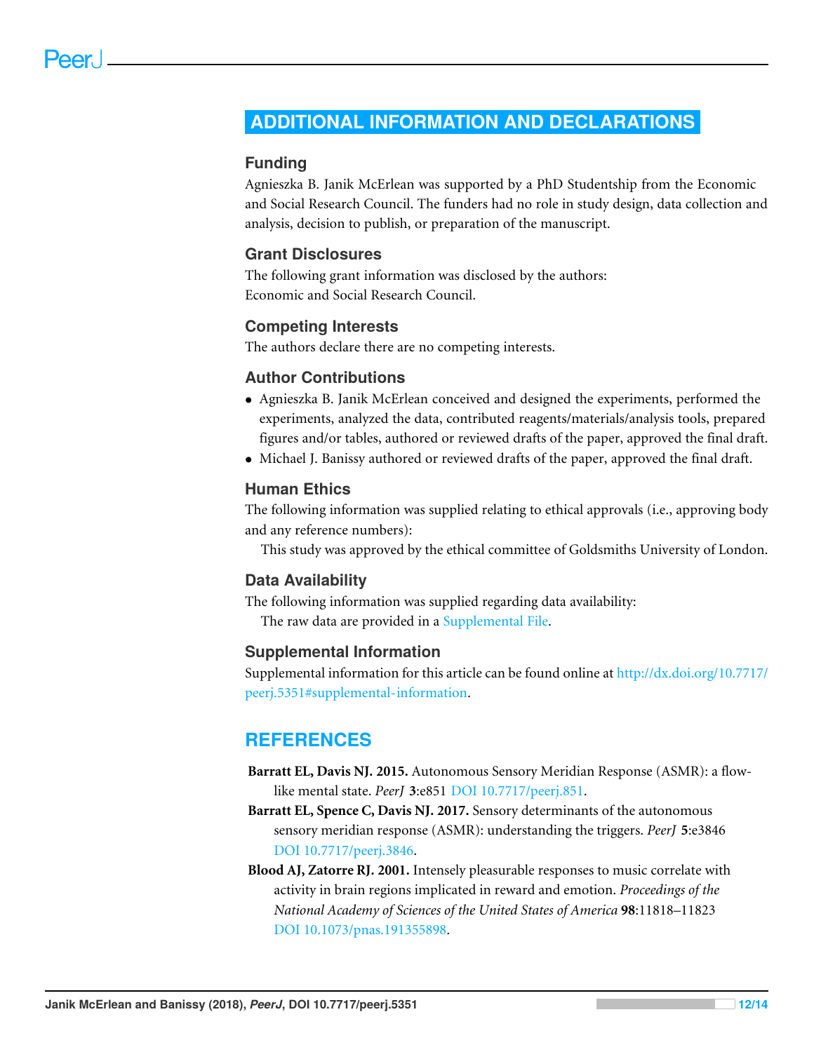# ADDITIONAL INFORMATION AND DECLARATIONS

## Funding

Agnieszka B. Janik McErlean was supported by a PhD Studentship from the Economic and Social Research Council. The funders had no role in study design, data collection and analysis, decision to publish, or preparation of the manuscript.

## Grant Disclosures

The following grant information was disclosed by the authors:
Economic and Social Research Council.

## Competing Interests

The authors declare there are no competing interests.

## Author Contributions

- Agnieszka B. Janik McErlean conceived and designed the experiments, performed the experiments, analyzed the data, contributed reagents/materials/analysis tools, prepared figures and/or tables, authored or reviewed drafts of the paper, approved the final draft.
- Michael J. Banissy authored or reviewed drafts of the paper, approved the final draft.

## Human Ethics

The following information was supplied relating to ethical approvals (i.e., approving body and any reference numbers):

This study was approved by the ethical committee of Goldsmiths University of London.

## Data Availability

The following information was supplied regarding data availability:

The raw data are provided in a Supplemental File.

## Supplemental Information

Supplemental information for this article can be found online at http://dx.doi.org/10.7717/peerj.5351#supplemental-information.

# REFERENCES

**Barratt EL, Davis NJ. 2015.** Autonomous Sensory Meridian Response (ASMR): a flow-like mental state. *PeerJ* **3**:e851 DOI 10.7717/peerj.851.

**Barratt EL, Spence C, Davis NJ. 2017.** Sensory determinants of the autonomous sensory meridian response (ASMR): understanding the triggers. *PeerJ* **5**:e3846 DOI 10.7717/peerj.3846.

**Blood AJ, Zatorre RJ. 2001.** Intensely pleasurable responses to music correlate with activity in brain regions implicated in reward and emotion. *Proceedings of the National Academy of Sciences of the United States of America* **98**:11818–11823 DOI 10.1073/pnas.191355898.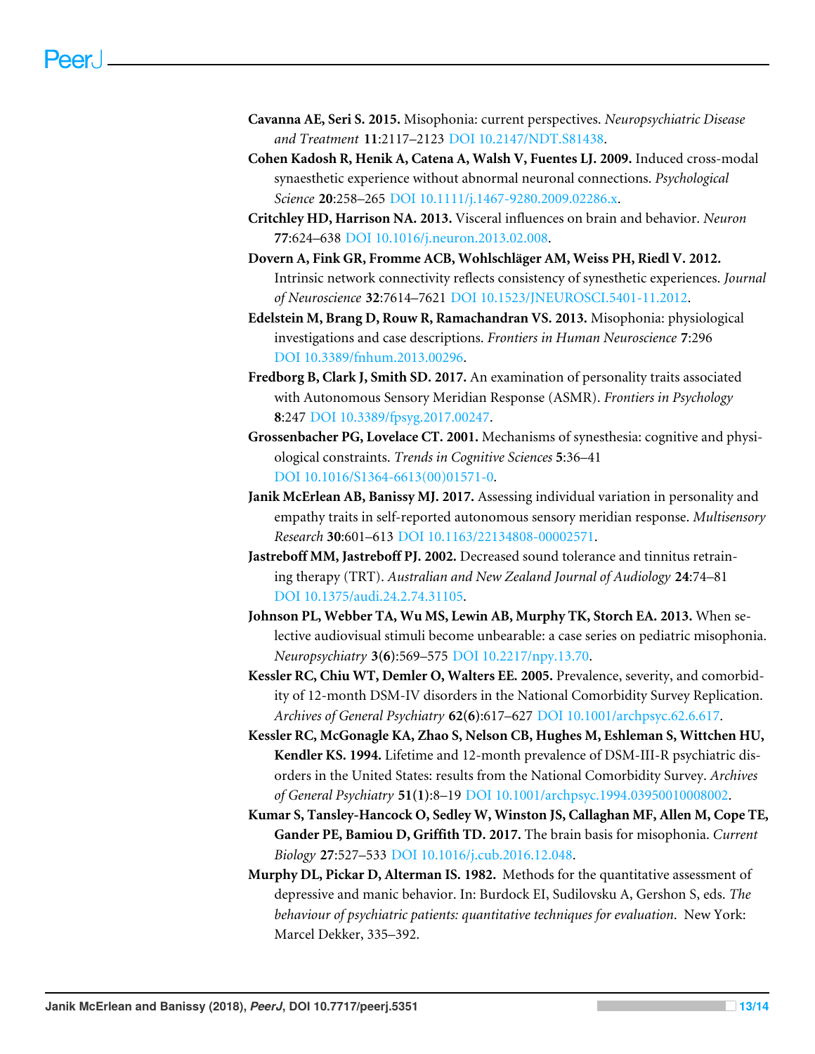**Cavanna AE, Seri S. 2015.** Misophonia: current perspectives. *Neuropsychiatric Disease and Treatment* **11**:2117–2123 DOI 10.2147/NDT.S81438.

**Cohen Kadosh R, Henik A, Catena A, Walsh V, Fuentes LJ. 2009.** Induced cross-modal synaesthetic experience without abnormal neuronal connections. *Psychological Science* **20**:258–265 DOI 10.1111/j.1467-9280.2009.02286.x.

**Critchley HD, Harrison NA. 2013.** Visceral influences on brain and behavior. *Neuron* **77**:624–638 DOI 10.1016/j.neuron.2013.02.008.

**Dovern A, Fink GR, Fromme ACB, Wohlschläger AM, Weiss PH, Riedl V. 2012.** Intrinsic network connectivity reflects consistency of synesthetic experiences. *Journal of Neuroscience* **32**:7614–7621 DOI 10.1523/JNEUROSCI.5401-11.2012.

**Edelstein M, Brang D, Rouw R, Ramachandran VS. 2013.** Misophonia: physiological investigations and case descriptions. *Frontiers in Human Neuroscience* **7**:296 DOI 10.3389/fnhum.2013.00296.

**Fredborg B, Clark J, Smith SD. 2017.** An examination of personality traits associated with Autonomous Sensory Meridian Response (ASMR). *Frontiers in Psychology* **8**:247 DOI 10.3389/fpsyg.2017.00247.

**Grossenbacher PG, Lovelace CT. 2001.** Mechanisms of synesthesia: cognitive and physiological constraints. *Trends in Cognitive Sciences* **5**:36–41 DOI 10.1016/S1364-6613(00)01571-0.

**Janik McErlean AB, Banissy MJ. 2017.** Assessing individual variation in personality and empathy traits in self-reported autonomous sensory meridian response. *Multisensory Research* **30**:601–613 DOI 10.1163/22134808-00002571.

**Jastreboff MM, Jastreboff PJ. 2002.** Decreased sound tolerance and tinnitus retraining therapy (TRT). *Australian and New Zealand Journal of Audiology* **24**:74–81 DOI 10.1375/audi.24.2.74.31105.

**Johnson PL, Webber TA, Wu MS, Lewin AB, Murphy TK, Storch EA. 2013.** When selective audiovisual stimuli become unbearable: a case series on pediatric misophonia. *Neuropsychiatry* **3(6)**:569–575 DOI 10.2217/npy.13.70.

**Kessler RC, Chiu WT, Demler O, Walters EE. 2005.** Prevalence, severity, and comorbidity of 12-month DSM-IV disorders in the National Comorbidity Survey Replication. *Archives of General Psychiatry* **62(6)**:617–627 DOI 10.1001/archpsyc.62.6.617.

**Kessler RC, McGonagle KA, Zhao S, Nelson CB, Hughes M, Eshleman S, Wittchen HU, Kendler KS. 1994.** Lifetime and 12-month prevalence of DSM-III-R psychiatric disorders in the United States: results from the National Comorbidity Survey. *Archives of General Psychiatry* **51(1)**:8–19 DOI 10.1001/archpsyc.1994.03950010008002.

**Kumar S, Tansley-Hancock O, Sedley W, Winston JS, Callaghan MF, Allen M, Cope TE, Gander PE, Bamiou D, Griffith TD. 2017.** The brain basis for misophonia. *Current Biology* **27**:527–533 DOI 10.1016/j.cub.2016.12.048.

**Murphy DL, Pickar D, Alterman IS. 1982.** Methods for the quantitative assessment of depressive and manic behavior. In: Burdock EI, Sudilovsku A, Gershon S, eds. *The behaviour of psychiatric patients: quantitative techniques for evaluation*. New York: Marcel Dekker, 335–392.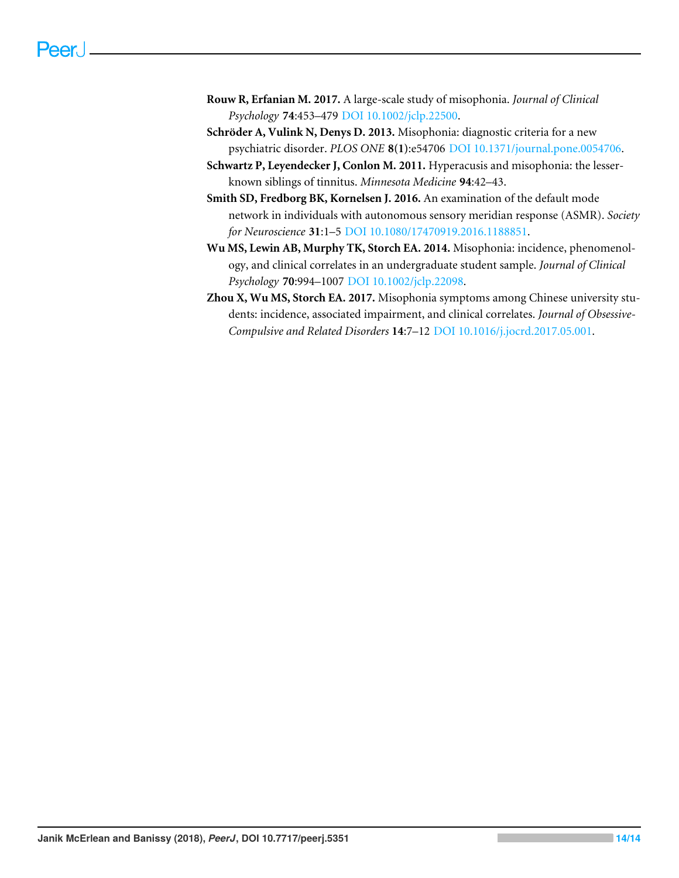**Rouw R, Erfanian M. 2017.** A large-scale study of misophonia. *Journal of Clinical Psychology* **74**:453–479 DOI 10.1002/jclp.22500.

**Schröder A, Vulink N, Denys D. 2013.** Misophonia: diagnostic criteria for a new psychiatric disorder. *PLOS ONE* **8(1)**:e54706 DOI 10.1371/journal.pone.0054706.

**Schwartz P, Leyendecker J, Conlon M. 2011.** Hyperacusis and misophonia: the lesser-known siblings of tinnitus. *Minnesota Medicine* **94**:42–43.

**Smith SD, Fredborg BK, Kornelsen J. 2016.** An examination of the default mode network in individuals with autonomous sensory meridian response (ASMR). *Society for Neuroscience* **31**:1–5 DOI 10.1080/17470919.2016.1188851.

**Wu MS, Lewin AB, Murphy TK, Storch EA. 2014.** Misophonia: incidence, phenomenology, and clinical correlates in an undergraduate student sample. *Journal of Clinical Psychology* **70**:994–1007 DOI 10.1002/jclp.22098.

**Zhou X, Wu MS, Storch EA. 2017.** Misophonia symptoms among Chinese university students: incidence, associated impairment, and clinical correlates. *Journal of Obsessive-Compulsive and Related Disorders* **14**:7–12 DOI 10.1016/j.jocrd.2017.05.001.